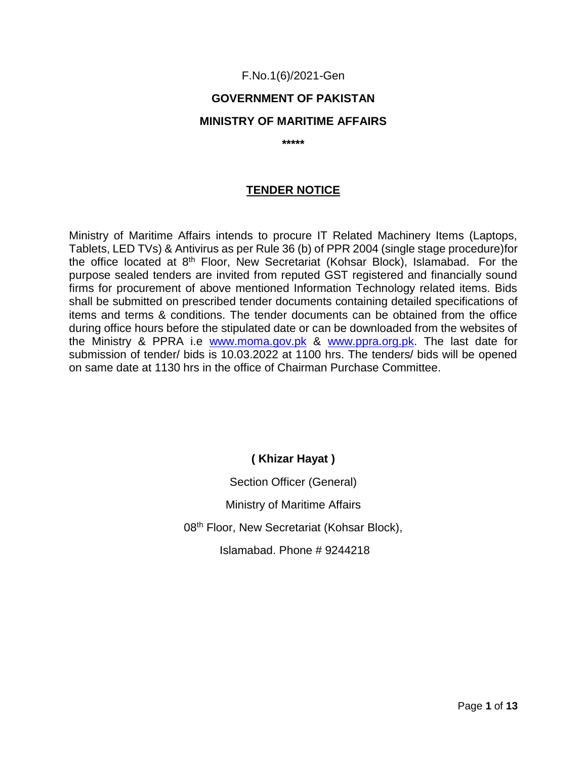F.No.1(6)/2021-Gen

**GOVERNMENT OF PAKISTAN**

**MINISTRY OF MARITIME AFFAIRS**

\*\*\*\*\*

## TENDER NOTICE

Ministry of Maritime Affairs intends to procure IT Related Machinery Items (Laptops, Tablets, LED TVs) & Antivirus as per Rule 36 (b) of PPR 2004 (single stage procedure)for the office located at 8th Floor, New Secretariat (Kohsar Block), Islamabad. For the purpose sealed tenders are invited from reputed GST registered and financially sound firms for procurement of above mentioned Information Technology related items. Bids shall be submitted on prescribed tender documents containing detailed specifications of items and terms & conditions. The tender documents can be obtained from the office during office hours before the stipulated date or can be downloaded from the websites of the Ministry & PPRA i.e www.moma.gov.pk & www.ppra.org.pk. The last date for submission of tender/ bids is 10.03.2022 at 1100 hrs. The tenders/ bids will be opened on same date at 1130 hrs in the office of Chairman Purchase Committee.

**( Khizar Hayat )**

Section Officer (General)

Ministry of Maritime Affairs

08th Floor, New Secretariat (Kohsar Block),

Islamabad. Phone # 9244218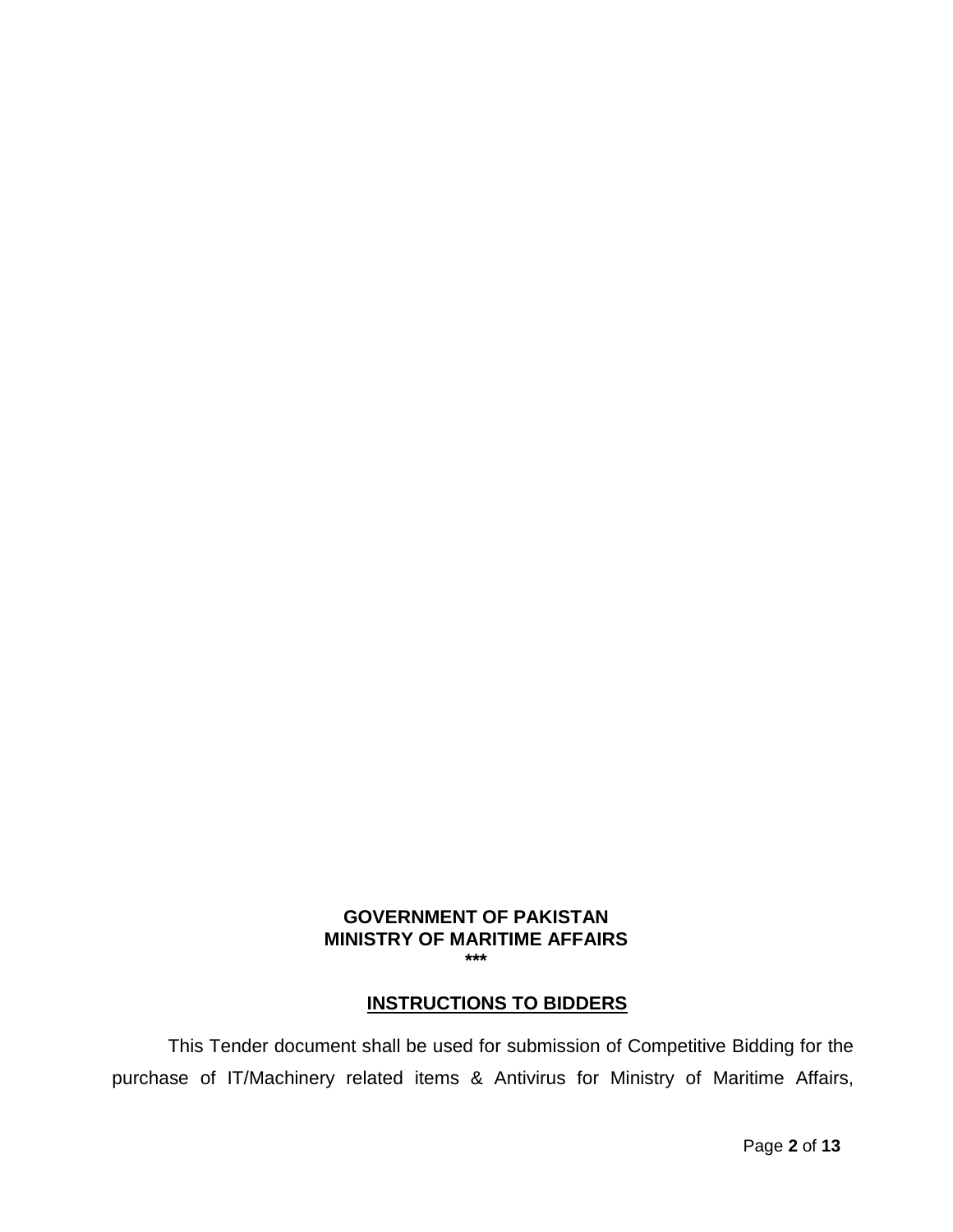**GOVERNMENT OF PAKISTAN**
**MINISTRY OF MARITIME AFFAIRS**
**\*\*\***

## INSTRUCTIONS TO BIDDERS

This Tender document shall be used for submission of Competitive Bidding for the purchase of IT/Machinery related items & Antivirus for Ministry of Maritime Affairs,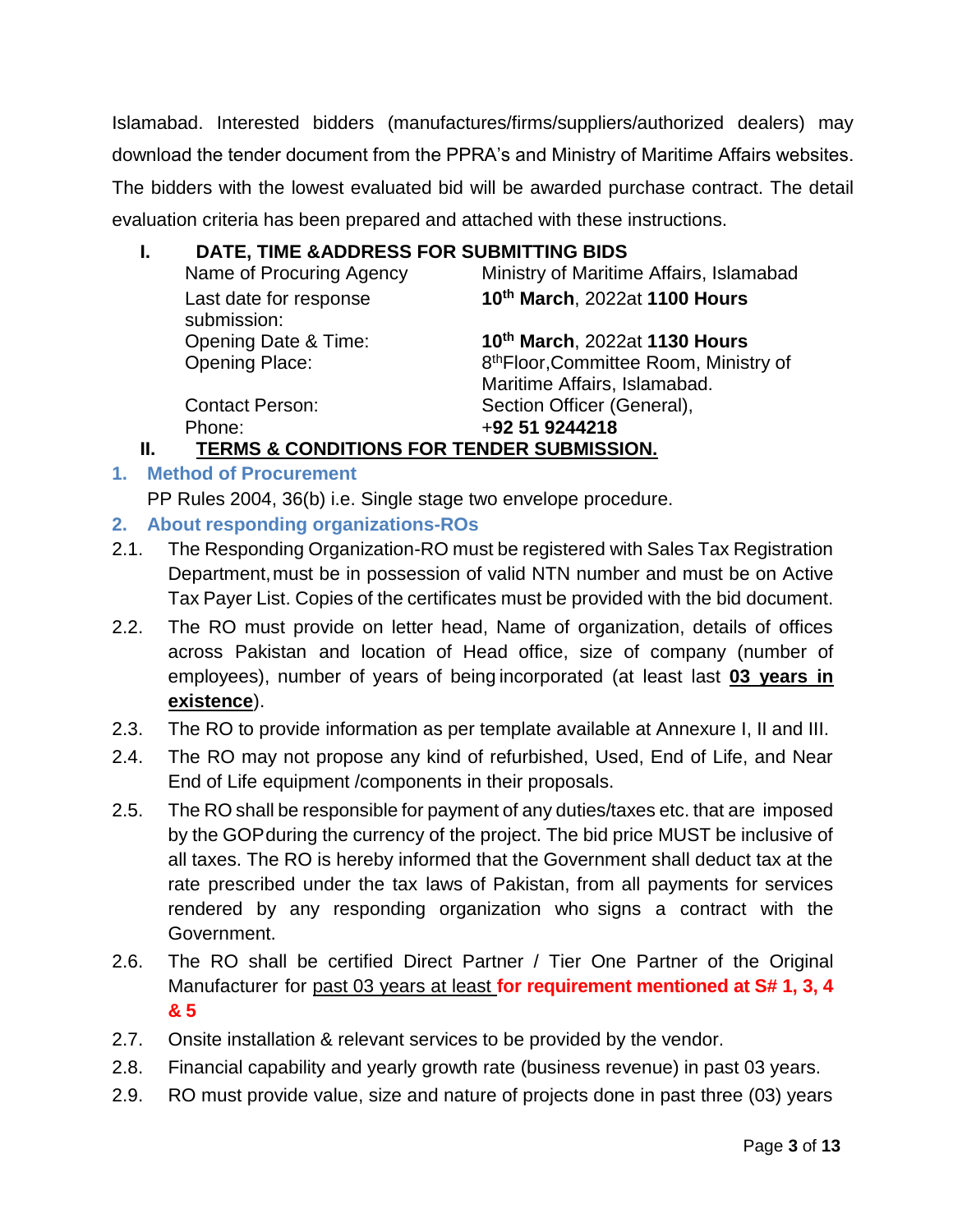Islamabad. Interested bidders (manufactures/firms/suppliers/authorized dealers) may download the tender document from the PPRA's and Ministry of Maritime Affairs websites. The bidders with the lowest evaluated bid will be awarded purchase contract. The detail evaluation criteria has been prepared and attached with these instructions.

## I. DATE, TIME &ADDRESS FOR SUBMITTING BIDS

| | |
|---|---|
| Name of Procuring Agency | Ministry of Maritime Affairs, Islamabad |
| Last date for response submission: | **10th March**, 2022at **1100 Hours** |
| Opening Date & Time: | **10th March**, 2022at **1130 Hours** |
| Opening Place: | 8thFloor,Committee Room, Ministry of Maritime Affairs, Islamabad. |
| Contact Person: | Section Officer (General), |
| Phone: | +**92 51 9244218** |

## II. TERMS & CONDITIONS FOR TENDER SUBMISSION.

### 1. Method of Procurement

PP Rules 2004, 36(b) i.e. Single stage two envelope procedure.

### 2. About responding organizations-ROs

2.1. The Responding Organization-RO must be registered with Sales Tax Registration Department, must be in possession of valid NTN number and must be on Active Tax Payer List. Copies of the certificates must be provided with the bid document.

2.2. The RO must provide on letter head, Name of organization, details of offices across Pakistan and location of Head office, size of company (number of employees), number of years of being incorporated (at least last **03 years in existence**).

2.3. The RO to provide information as per template available at Annexure I, II and III.

2.4. The RO may not propose any kind of refurbished, Used, End of Life, and Near End of Life equipment /components in their proposals.

2.5. The RO shall be responsible for payment of any duties/taxes etc. that are imposed by the GOP during the currency of the project. The bid price MUST be inclusive of all taxes. The RO is hereby informed that the Government shall deduct tax at the rate prescribed under the tax laws of Pakistan, from all payments for services rendered by any responding organization who signs a contract with the Government.

2.6. The RO shall be certified Direct Partner / Tier One Partner of the Original Manufacturer for past 03 years at least **for requirement mentioned at S# 1, 3, 4 & 5**

2.7. Onsite installation & relevant services to be provided by the vendor.

2.8. Financial capability and yearly growth rate (business revenue) in past 03 years.

2.9. RO must provide value, size and nature of projects done in past three (03) years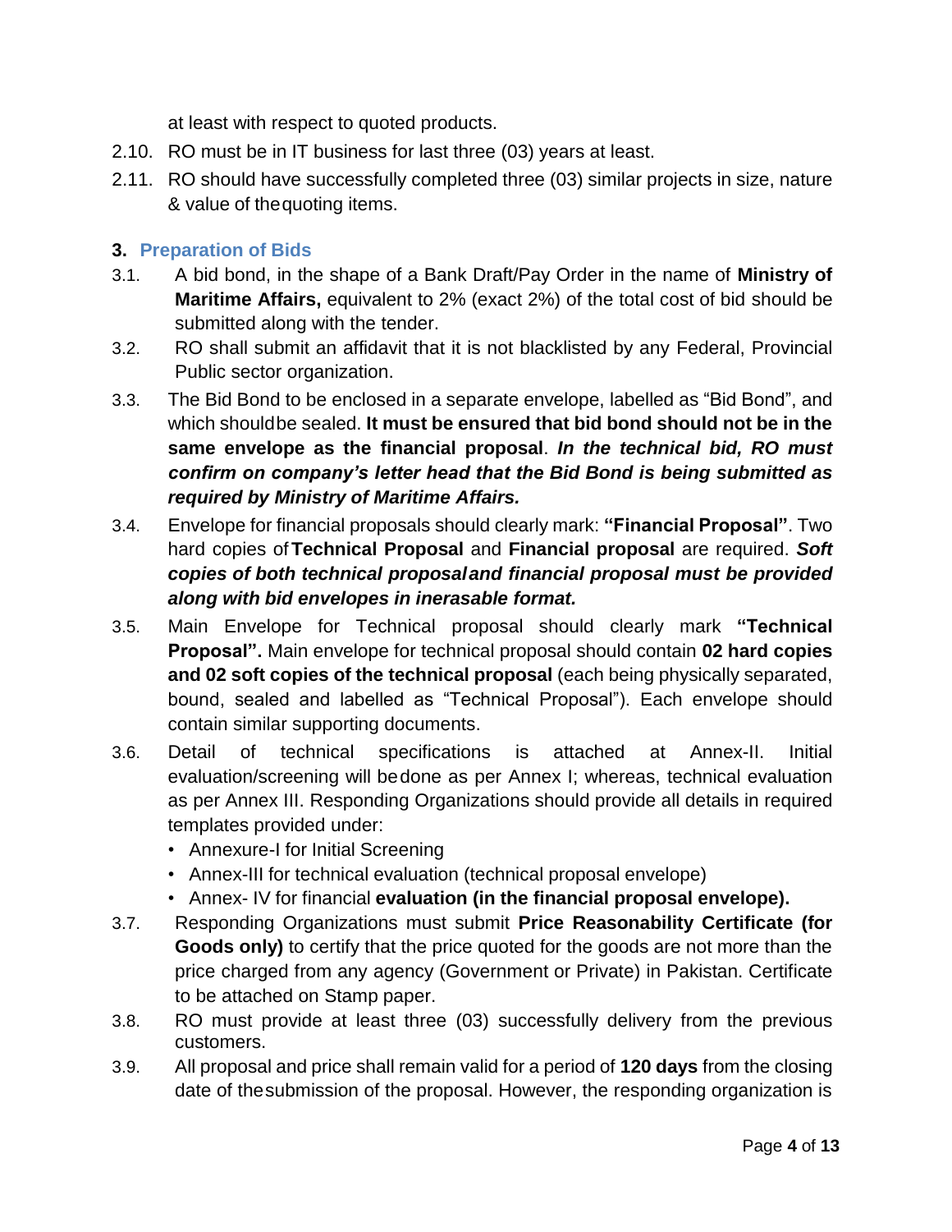at least with respect to quoted products.

2.10. RO must be in IT business for last three (03) years at least.

2.11. RO should have successfully completed three (03) similar projects in size, nature & value of thequoting items.

## 3. Preparation of Bids

3.1. A bid bond, in the shape of a Bank Draft/Pay Order in the name of **Ministry of Maritime Affairs,** equivalent to 2% (exact 2%) of the total cost of bid should be submitted along with the tender.

3.2. RO shall submit an affidavit that it is not blacklisted by any Federal, Provincial Public sector organization.

3.3. The Bid Bond to be enclosed in a separate envelope, labelled as "Bid Bond", and which shouldbe sealed. **It must be ensured that bid bond should not be in the same envelope as the financial proposal**. ***In the technical bid, RO must confirm on company's letter head that the Bid Bond is being submitted as required by Ministry of Maritime Affairs.***

3.4. Envelope for financial proposals should clearly mark: **"Financial Proposal"**. Two hard copies of **Technical Proposal** and **Financial proposal** are required. ***Soft copies of both technical proposaland financial proposal must be provided along with bid envelopes in inerasable format.***

3.5. Main Envelope for Technical proposal should clearly mark **"Technical Proposal".** Main envelope for technical proposal should contain **02 hard copies and 02 soft copies of the technical proposal** (each being physically separated, bound, sealed and labelled as "Technical Proposal"). Each envelope should contain similar supporting documents.

3.6. Detail of technical specifications is attached at Annex-II. Initial evaluation/screening will bedone as per Annex I; whereas, technical evaluation as per Annex III. Responding Organizations should provide all details in required templates provided under:

- Annexure-I for Initial Screening
- Annex-III for technical evaluation (technical proposal envelope)
- Annex- IV for financial **evaluation (in the financial proposal envelope).**

3.7. Responding Organizations must submit **Price Reasonability Certificate (for Goods only)** to certify that the price quoted for the goods are not more than the price charged from any agency (Government or Private) in Pakistan. Certificate to be attached on Stamp paper.

3.8. RO must provide at least three (03) successfully delivery from the previous customers.

3.9. All proposal and price shall remain valid for a period of **120 days** from the closing date of thesubmission of the proposal. However, the responding organization is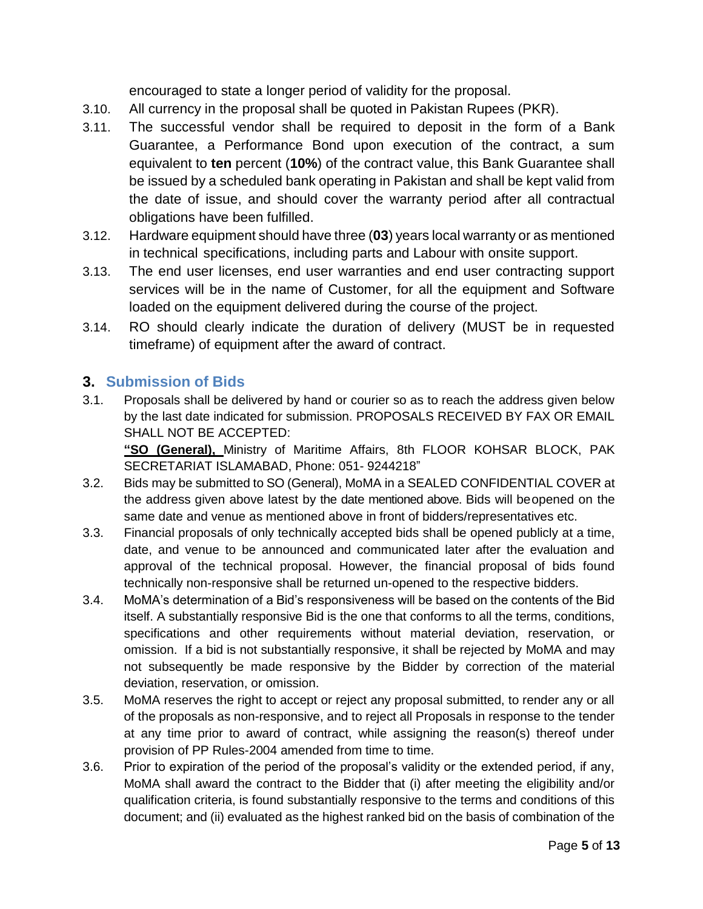encouraged to state a longer period of validity for the proposal.

3.10. All currency in the proposal shall be quoted in Pakistan Rupees (PKR).

3.11. The successful vendor shall be required to deposit in the form of a Bank Guarantee, a Performance Bond upon execution of the contract, a sum equivalent to **ten** percent (**10%**) of the contract value, this Bank Guarantee shall be issued by a scheduled bank operating in Pakistan and shall be kept valid from the date of issue, and should cover the warranty period after all contractual obligations have been fulfilled.

3.12. Hardware equipment should have three (**03**) years local warranty or as mentioned in technical specifications, including parts and Labour with onsite support.

3.13. The end user licenses, end user warranties and end user contracting support services will be in the name of Customer, for all the equipment and Software loaded on the equipment delivered during the course of the project.

3.14. RO should clearly indicate the duration of delivery (MUST be in requested timeframe) of equipment after the award of contract.

## 3. Submission of Bids

3.1. Proposals shall be delivered by hand or courier so as to reach the address given below by the last date indicated for submission. PROPOSALS RECEIVED BY FAX OR EMAIL SHALL NOT BE ACCEPTED:

**"SO (General),** Ministry of Maritime Affairs, 8th FLOOR KOHSAR BLOCK, PAK SECRETARIAT ISLAMABAD, Phone: 051- 9244218"

3.2. Bids may be submitted to SO (General), MoMA in a SEALED CONFIDENTIAL COVER at the address given above latest by the date mentioned above. Bids will be opened on the same date and venue as mentioned above in front of bidders/representatives etc.

3.3. Financial proposals of only technically accepted bids shall be opened publicly at a time, date, and venue to be announced and communicated later after the evaluation and approval of the technical proposal. However, the financial proposal of bids found technically non-responsive shall be returned un-opened to the respective bidders.

3.4. MoMA's determination of a Bid's responsiveness will be based on the contents of the Bid itself. A substantially responsive Bid is the one that conforms to all the terms, conditions, specifications and other requirements without material deviation, reservation, or omission. If a bid is not substantially responsive, it shall be rejected by MoMA and may not subsequently be made responsive by the Bidder by correction of the material deviation, reservation, or omission.

3.5. MoMA reserves the right to accept or reject any proposal submitted, to render any or all of the proposals as non-responsive, and to reject all Proposals in response to the tender at any time prior to award of contract, while assigning the reason(s) thereof under provision of PP Rules-2004 amended from time to time.

3.6. Prior to expiration of the period of the proposal's validity or the extended period, if any, MoMA shall award the contract to the Bidder that (i) after meeting the eligibility and/or qualification criteria, is found substantially responsive to the terms and conditions of this document; and (ii) evaluated as the highest ranked bid on the basis of combination of the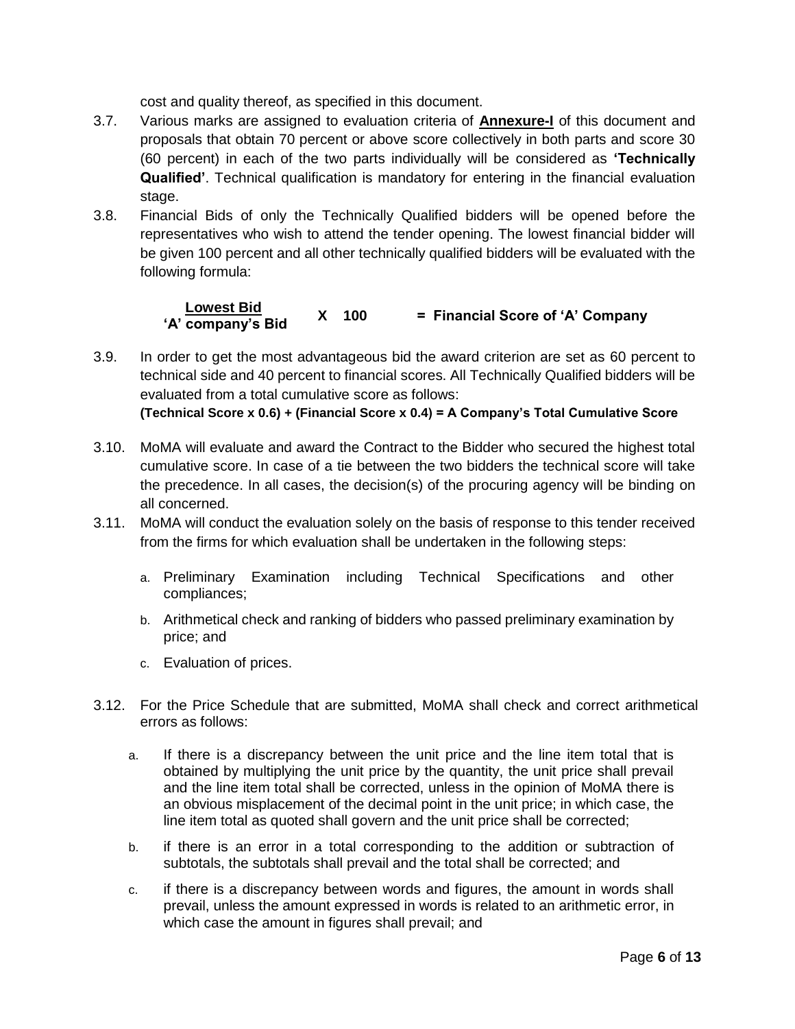cost and quality thereof, as specified in this document.

3.7. Various marks are assigned to evaluation criteria of **Annexure-I** of this document and proposals that obtain 70 percent or above score collectively in both parts and score 30 (60 percent) in each of the two parts individually will be considered as **'Technically Qualified'**. Technical qualification is mandatory for entering in the financial evaluation stage.

3.8. Financial Bids of only the Technically Qualified bidders will be opened before the representatives who wish to attend the tender opening. The lowest financial bidder will be given 100 percent and all other technically qualified bidders will be evaluated with the following formula:

$$\frac{\textbf{Lowest Bid}}{\textbf{`A' company's Bid}} \times 100 = \textbf{Financial Score of `A' Company}$$

3.9. In order to get the most advantageous bid the award criterion are set as 60 percent to technical side and 40 percent to financial scores. All Technically Qualified bidders will be evaluated from a total cumulative score as follows:
**(Technical Score x 0.6) + (Financial Score x 0.4) = A Company's Total Cumulative Score**

3.10. MoMA will evaluate and award the Contract to the Bidder who secured the highest total cumulative score. In case of a tie between the two bidders the technical score will take the precedence. In all cases, the decision(s) of the procuring agency will be binding on all concerned.

3.11. MoMA will conduct the evaluation solely on the basis of response to this tender received from the firms for which evaluation shall be undertaken in the following steps:

   a. Preliminary Examination including Technical Specifications and other compliances;

   b. Arithmetical check and ranking of bidders who passed preliminary examination by price; and

   c. Evaluation of prices.

3.12. For the Price Schedule that are submitted, MoMA shall check and correct arithmetical errors as follows:

   a. If there is a discrepancy between the unit price and the line item total that is obtained by multiplying the unit price by the quantity, the unit price shall prevail and the line item total shall be corrected, unless in the opinion of MoMA there is an obvious misplacement of the decimal point in the unit price; in which case, the line item total as quoted shall govern and the unit price shall be corrected;

   b. if there is an error in a total corresponding to the addition or subtraction of subtotals, the subtotals shall prevail and the total shall be corrected; and

   c. if there is a discrepancy between words and figures, the amount in words shall prevail, unless the amount expressed in words is related to an arithmetic error, in which case the amount in figures shall prevail; and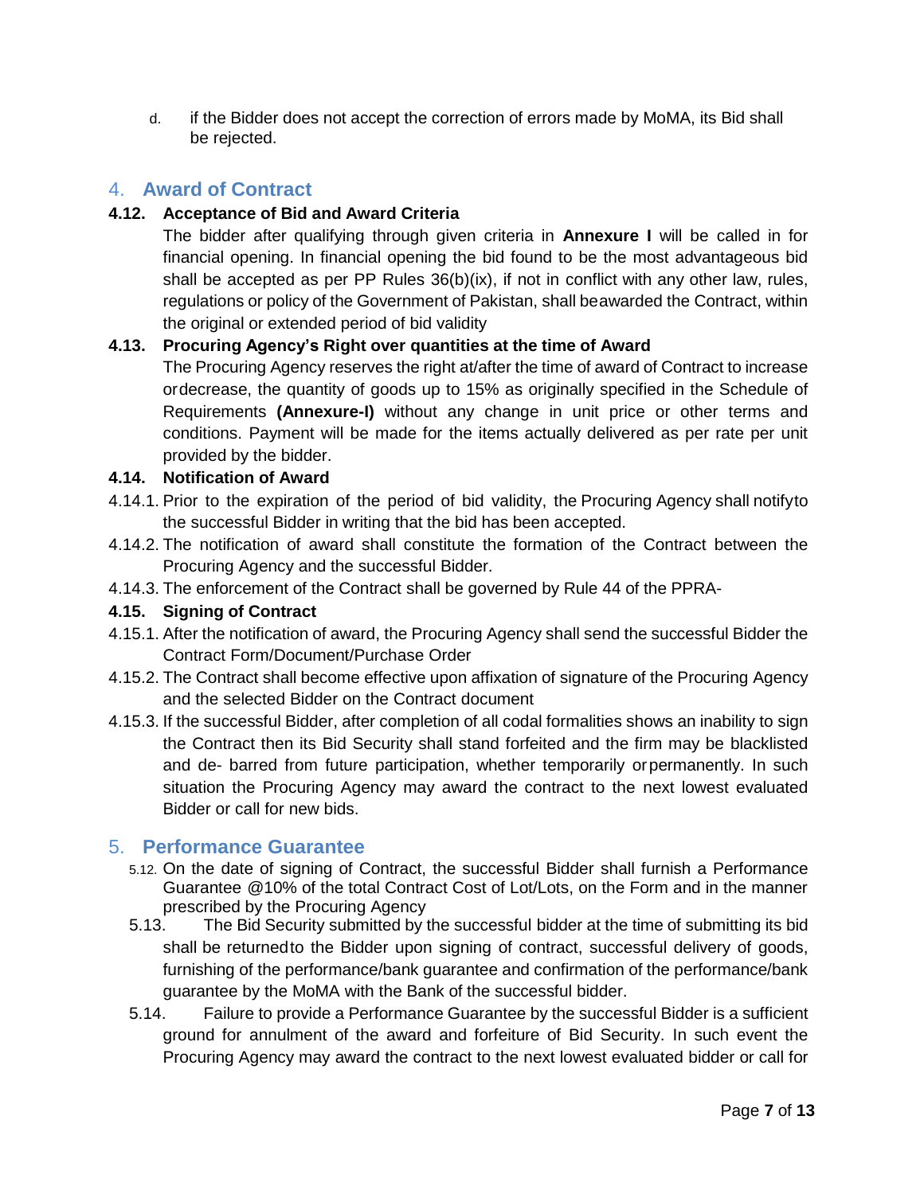d. if the Bidder does not accept the correction of errors made by MoMA, its Bid shall be rejected.

## 4. Award of Contract

**4.12. Acceptance of Bid and Award Criteria**

The bidder after qualifying through given criteria in **Annexure I** will be called in for financial opening. In financial opening the bid found to be the most advantageous bid shall be accepted as per PP Rules 36(b)(ix), if not in conflict with any other law, rules, regulations or policy of the Government of Pakistan, shall beawarded the Contract, within the original or extended period of bid validity

**4.13. Procuring Agency's Right over quantities at the time of Award**

The Procuring Agency reserves the right at/after the time of award of Contract to increase ordecrease, the quantity of goods up to 15% as originally specified in the Schedule of Requirements **(Annexure-I)** without any change in unit price or other terms and conditions. Payment will be made for the items actually delivered as per rate per unit provided by the bidder.

**4.14. Notification of Award**

4.14.1. Prior to the expiration of the period of bid validity, the Procuring Agency shall notifyto the successful Bidder in writing that the bid has been accepted.

4.14.2. The notification of award shall constitute the formation of the Contract between the Procuring Agency and the successful Bidder.

4.14.3. The enforcement of the Contract shall be governed by Rule 44 of the PPRA-

**4.15. Signing of Contract**

4.15.1. After the notification of award, the Procuring Agency shall send the successful Bidder the Contract Form/Document/Purchase Order

4.15.2. The Contract shall become effective upon affixation of signature of the Procuring Agency and the selected Bidder on the Contract document

4.15.3. If the successful Bidder, after completion of all codal formalities shows an inability to sign the Contract then its Bid Security shall stand forfeited and the firm may be blacklisted and de- barred from future participation, whether temporarily orpermanently. In such situation the Procuring Agency may award the contract to the next lowest evaluated Bidder or call for new bids.

## 5. Performance Guarantee

5.12. On the date of signing of Contract, the successful Bidder shall furnish a Performance Guarantee @10% of the total Contract Cost of Lot/Lots, on the Form and in the manner prescribed by the Procuring Agency

5.13. The Bid Security submitted by the successful bidder at the time of submitting its bid shall be returnedto the Bidder upon signing of contract, successful delivery of goods, furnishing of the performance/bank guarantee and confirmation of the performance/bank guarantee by the MoMA with the Bank of the successful bidder.

5.14. Failure to provide a Performance Guarantee by the successful Bidder is a sufficient ground for annulment of the award and forfeiture of Bid Security. In such event the Procuring Agency may award the contract to the next lowest evaluated bidder or call for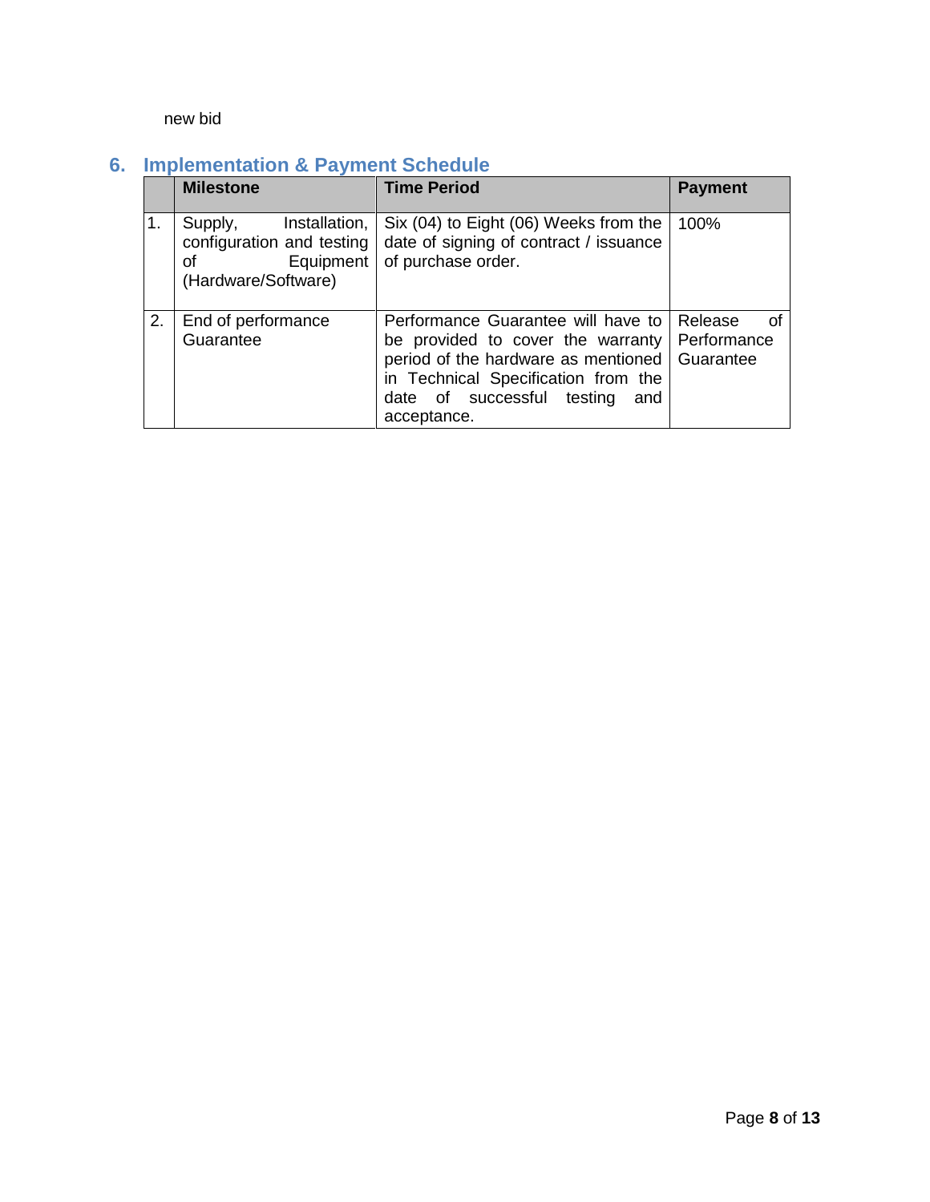new bid

## 6. Implementation & Payment Schedule

| | Milestone | Time Period | Payment |
|---|---|---|---|
| 1. | Supply, Installation, configuration and testing of Equipment (Hardware/Software) | Six (04) to Eight (06) Weeks from the date of signing of contract / issuance of purchase order. | 100% |
| 2. | End of performance Guarantee | Performance Guarantee will have to be provided to cover the warranty period of the hardware as mentioned in Technical Specification from the date of successful testing and acceptance. | Release of Performance Guarantee |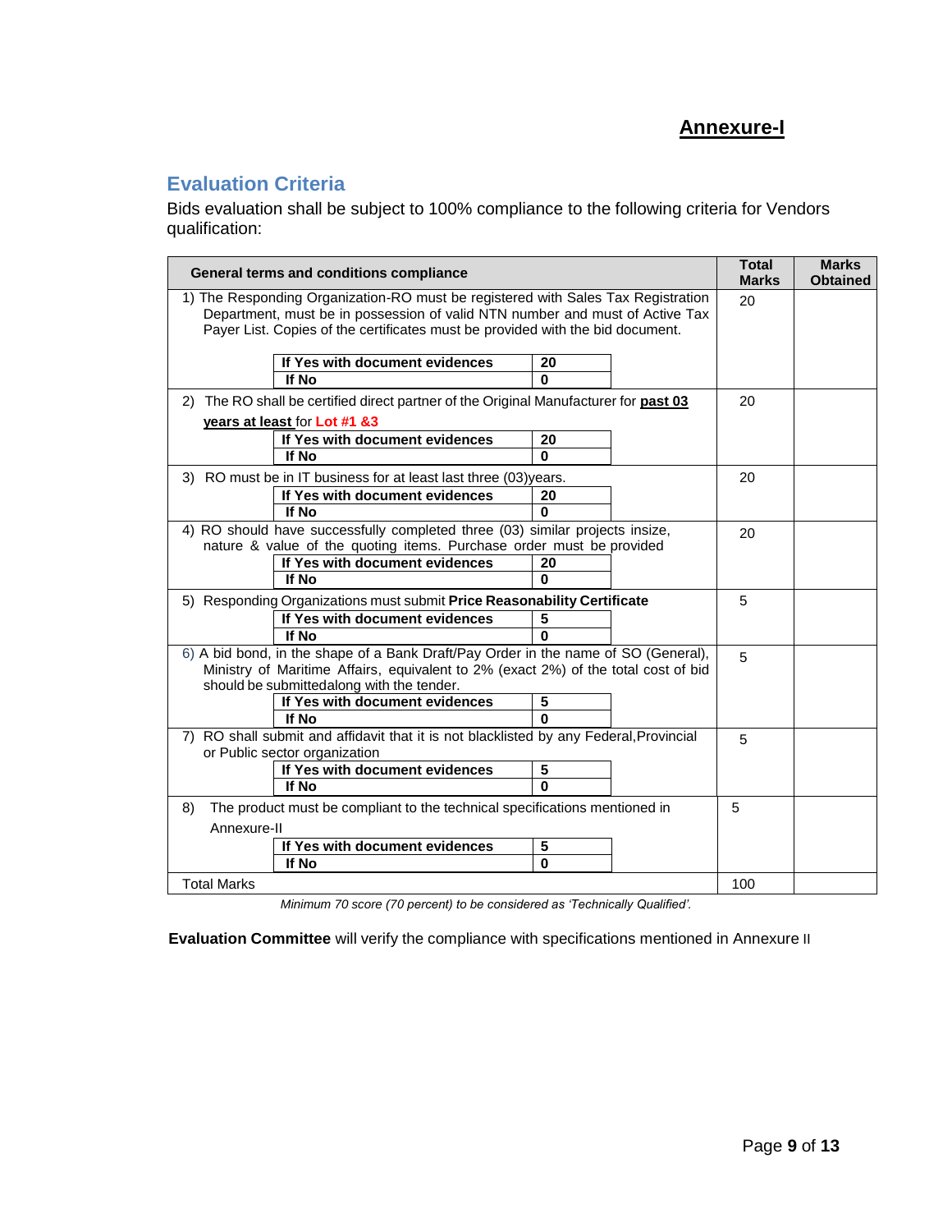# Annexure-I

## Evaluation Criteria

Bids evaluation shall be subject to 100% compliance to the following criteria for Vendors qualification:

| General terms and conditions compliance | Total Marks | Marks Obtained |
|---|---|---|
| 1) The Responding Organization-RO must be registered with Sales Tax Registration Department, must be in possession of valid NTN number and must of Active Tax Payer List. Copies of the certificates must be provided with the bid document.<br>**If Yes with document evidences** — **20**<br>**If No** — **0** | 20 | |
| 2) The RO shall be certified direct partner of the Original Manufacturer for **past 03 years at least** for **Lot #1 &3**<br>**If Yes with document evidences** — **20**<br>**If No** — **0** | 20 | |
| 3) RO must be in IT business for at least last three (03)years.<br>**If Yes with document evidences** — **20**<br>**If No** — **0** | 20 | |
| 4) RO should have successfully completed three (03) similar projects insize, nature & value of the quoting items. Purchase order must be provided<br>**If Yes with document evidences** — **20**<br>**If No** — **0** | 20 | |
| 5) Responding Organizations must submit **Price Reasonability Certificate**<br>**If Yes with document evidences** — **5**<br>**If No** — **0** | 5 | |
| 6) A bid bond, in the shape of a Bank Draft/Pay Order in the name of SO (General), Ministry of Maritime Affairs, equivalent to 2% (exact 2%) of the total cost of bid should be submittedalong with the tender.<br>**If Yes with document evidences** — **5**<br>**If No** — **0** | 5 | |
| 7) RO shall submit and affidavit that it is not blacklisted by any Federal,Provincial or Public sector organization<br>**If Yes with document evidences** — **5**<br>**If No** — **0** | 5 | |
| 8) The product must be compliant to the technical specifications mentioned in Annexure-II<br>**If Yes with document evidences** — **5**<br>**If No** — **0** | 5 | |
| Total Marks | 100 | |

*Minimum 70 score (70 percent) to be considered as 'Technically Qualified'.*

**Evaluation Committee** will verify the compliance with specifications mentioned in Annexure II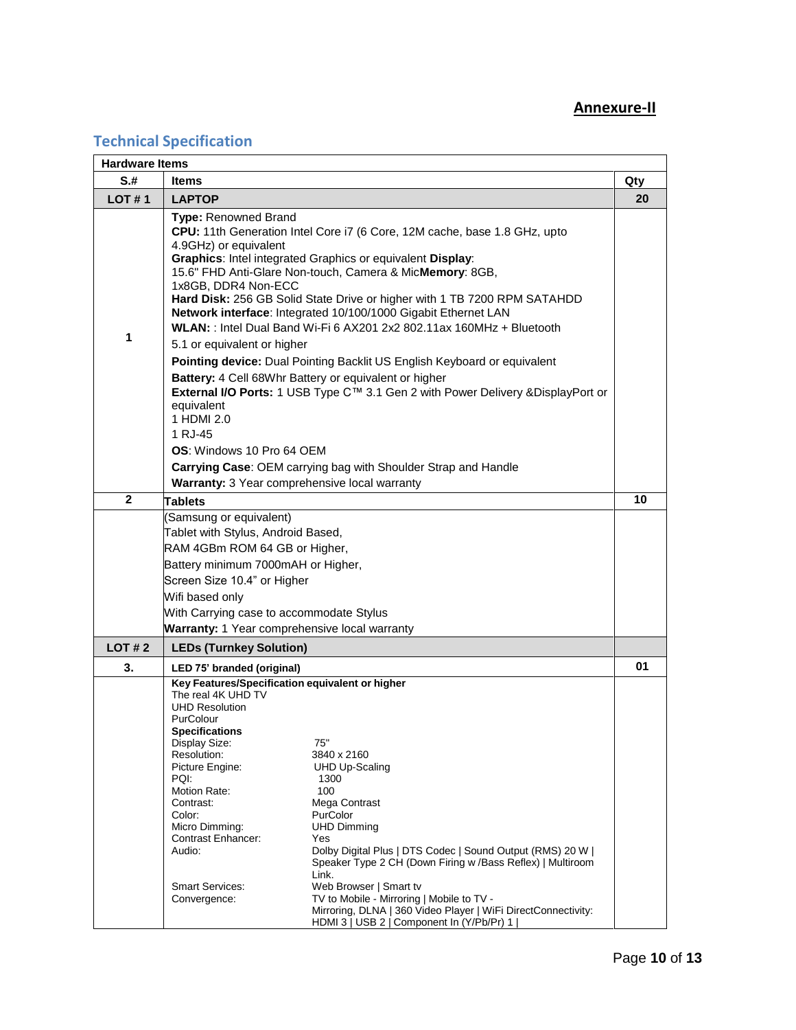**Annexure-II**

## Technical Specification

| Hardware Items | | |
|---|---|---|
| **S.#** | **Items** | **Qty** |
| **LOT # 1** | **LAPTOP** | **20** |
| **1** | **Type:** Renowned Brand<br>**CPU:** 11th Generation Intel Core i7 (6 Core, 12M cache, base 1.8 GHz, upto 4.9GHz) or equivalent<br>**Graphics**: Intel integrated Graphics or equivalent **Display**: 15.6" FHD Anti-Glare Non-touch, Camera & Mic**Memory**: 8GB, 1x8GB, DDR4 Non-ECC<br>**Hard Disk:** 256 GB Solid State Drive or higher with 1 TB 7200 RPM SATAHDD<br>**Network interface**: Integrated 10/100/1000 Gigabit Ethernet LAN<br>**WLAN:** : Intel Dual Band Wi-Fi 6 AX201 2x2 802.11ax 160MHz + Bluetooth 5.1 or equivalent or higher<br>**Pointing device:** Dual Pointing Backlit US English Keyboard or equivalent<br>**Battery:** 4 Cell 68Whr Battery or equivalent or higher<br>**External I/O Ports:** 1 USB Type C™ 3.1 Gen 2 with Power Delivery &DisplayPort or equivalent<br>1 HDMI 2.0<br>1 RJ-45<br>**OS**: Windows 10 Pro 64 OEM<br>**Carrying Case**: OEM carrying bag with Shoulder Strap and Handle<br>**Warranty:** 3 Year comprehensive local warranty | |
| **2** | **Tablets** | **10** |
| | (Samsung or equivalent)<br>Tablet with Stylus, Android Based,<br>RAM 4GBm ROM 64 GB or Higher,<br>Battery minimum 7000mAH or Higher,<br>Screen Size 10.4" or Higher<br>Wifi based only<br>With Carrying case to accommodate Stylus<br>**Warranty:** 1 Year comprehensive local warranty | |
| **LOT # 2** | **LEDs (Turnkey Solution)** | |
| **3.** | **LED 75' branded (original)** | **01** |
| | **Key Features/Specification equivalent or higher**<br>The real 4K UHD TV<br>UHD Resolution<br>PurColour<br>**Specifications**<br>Display Size: 75"<br>Resolution: 3840 x 2160<br>Picture Engine: UHD Up-Scaling<br>PQI: 1300<br>Motion Rate: 100<br>Contrast: Mega Contrast<br>Color: PurColor<br>Micro Dimming: UHD Dimming<br>Contrast Enhancer: Yes<br>Audio: Dolby Digital Plus \| DTS Codec \| Sound Output (RMS) 20 W \| Speaker Type 2 CH (Down Firing w /Bass Reflex) \| Multiroom Link.<br>Smart Services: Web Browser \| Smart tv<br>Convergence: TV to Mobile - Mirroring \| Mobile to TV - Mirroring, DLNA \| 360 Video Player \| WiFi DirectConnectivity: HDMI 3 \| USB 2 \| Component In (Y/Pb/Pr) 1 \| | |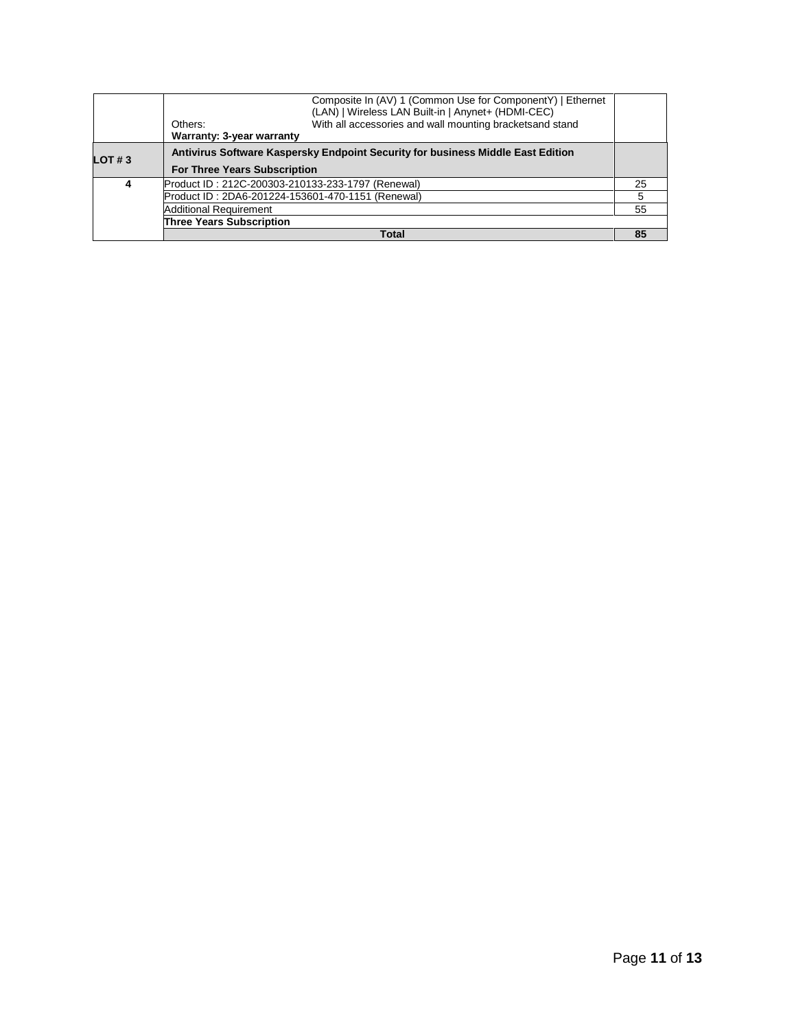| | | | |
|---|---|---|---|
| | Others: | Composite In (AV) 1 (Common Use for ComponentY) \| Ethernet (LAN) \| Wireless LAN Built-in \| Anynet+ (HDMI-CEC) With all accessories and wall mounting bracketsand stand | |
| | **Warranty: 3-year warranty** | | |
| **LOT # 3** | **Antivirus Software Kaspersky Endpoint Security for business Middle East Edition** **For Three Years Subscription** | | |
| **4** | Product ID : 212C-200303-210133-233-1797 (Renewal) | | 25 |
| | Product ID : 2DA6-201224-153601-470-1151 (Renewal) | | 5 |
| | Additional Requirement | | 55 |
| | **Three Years Subscription** | | |
| | **Total** | | **85** |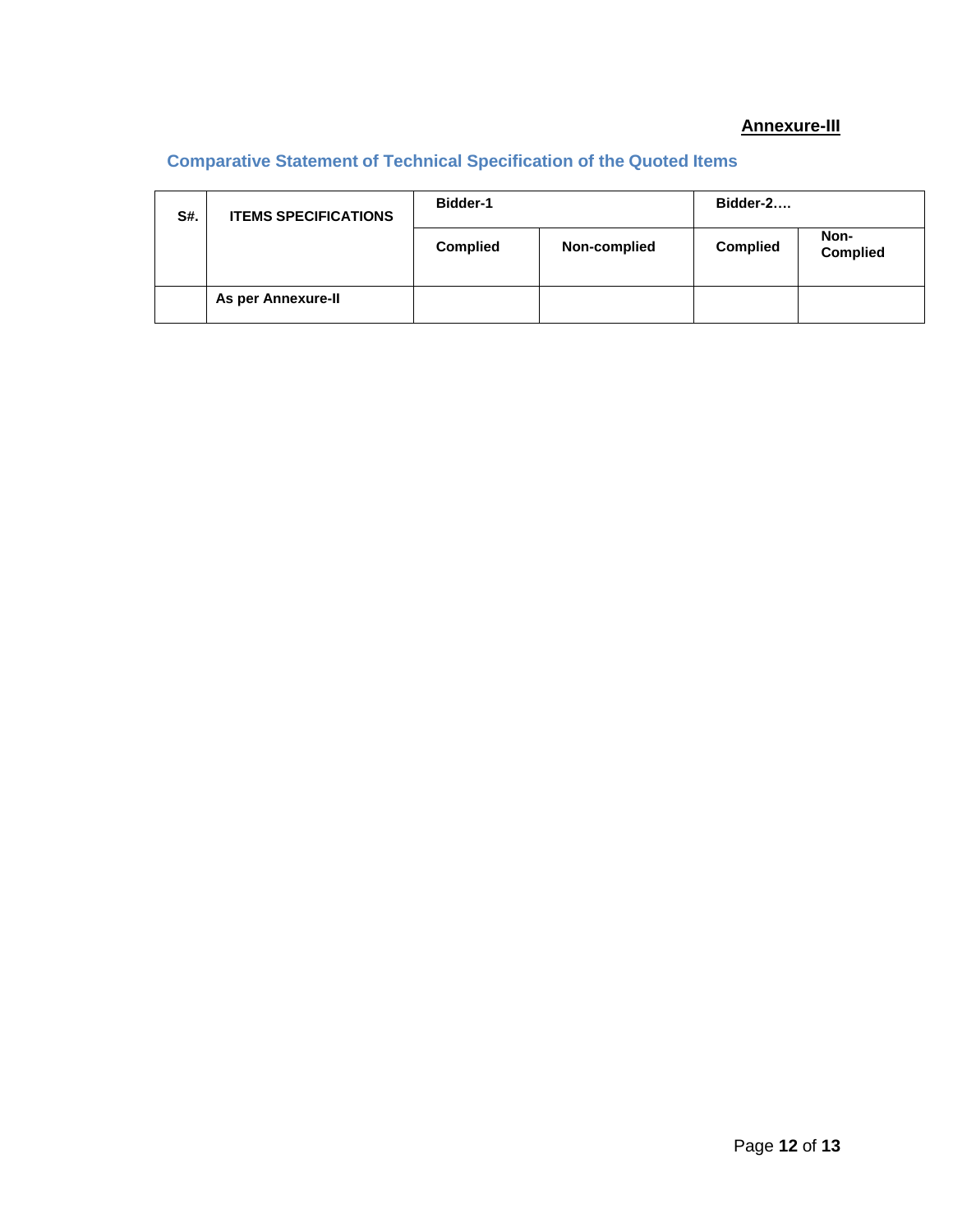**Annexure-III**

## Comparative Statement of Technical Specification of the Quoted Items

| S#. | ITEMS SPECIFICATIONS | Bidder-1 | | Bidder-2…. | |
|---|---|---|---|---|---|
| | | Complied | Non-complied | Complied | Non-Complied |
| | As per Annexure-II | | | | |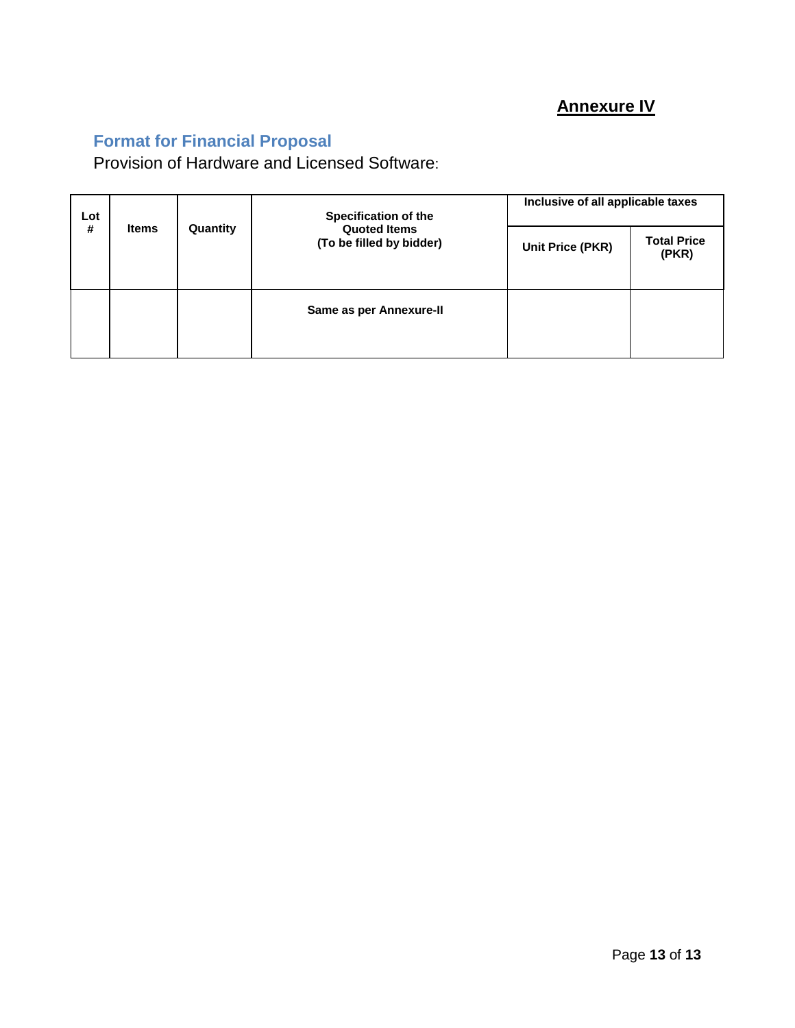# Annexure IV

## Format for Financial Proposal

Provision of Hardware and Licensed Software:

| Lot # | Items | Quantity | Specification of the Quoted Items (To be filled by bidder) | Inclusive of all applicable taxes | |
|---|---|---|---|---|---|
| | | | | Unit Price (PKR) | Total Price (PKR) |
| | | | Same as per Annexure-II | | |